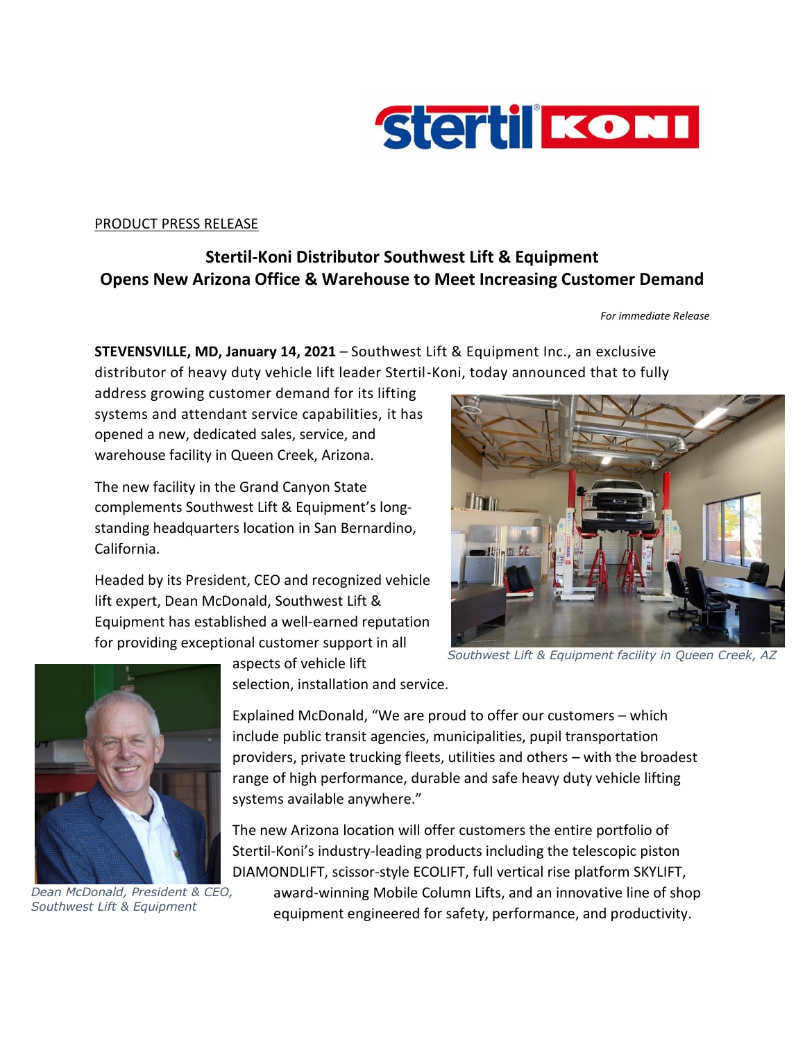PRODUCT PRESS RELEASE

# Stertil-Koni Distributor Southwest Lift & Equipment Opens New Arizona Office & Warehouse to Meet Increasing Customer Demand

*For immediate Release*

**STEVENSVILLE, MD, January 14, 2021** – Southwest Lift & Equipment Inc., an exclusive distributor of heavy duty vehicle lift leader Stertil-Koni, today announced that to fully address growing customer demand for its lifting systems and attendant service capabilities, it has opened a new, dedicated sales, service, and warehouse facility in Queen Creek, Arizona.

The new facility in the Grand Canyon State complements Southwest Lift & Equipment's long-standing headquarters location in San Bernardino, California.

*Southwest Lift & Equipment facility in Queen Creek, AZ*

Headed by its President, CEO and recognized vehicle lift expert, Dean McDonald, Southwest Lift & Equipment has established a well-earned reputation for providing exceptional customer support in all aspects of vehicle lift selection, installation and service.

*Dean McDonald, President & CEO, Southwest Lift & Equipment*

Explained McDonald, "We are proud to offer our customers – which include public transit agencies, municipalities, pupil transportation providers, private trucking fleets, utilities and others – with the broadest range of high performance, durable and safe heavy duty vehicle lifting systems available anywhere."

The new Arizona location will offer customers the entire portfolio of Stertil-Koni's industry-leading products including the telescopic piston DIAMONDLIFT, scissor-style ECOLIFT, full vertical rise platform SKYLIFT, award-winning Mobile Column Lifts, and an innovative line of shop equipment engineered for safety, performance, and productivity.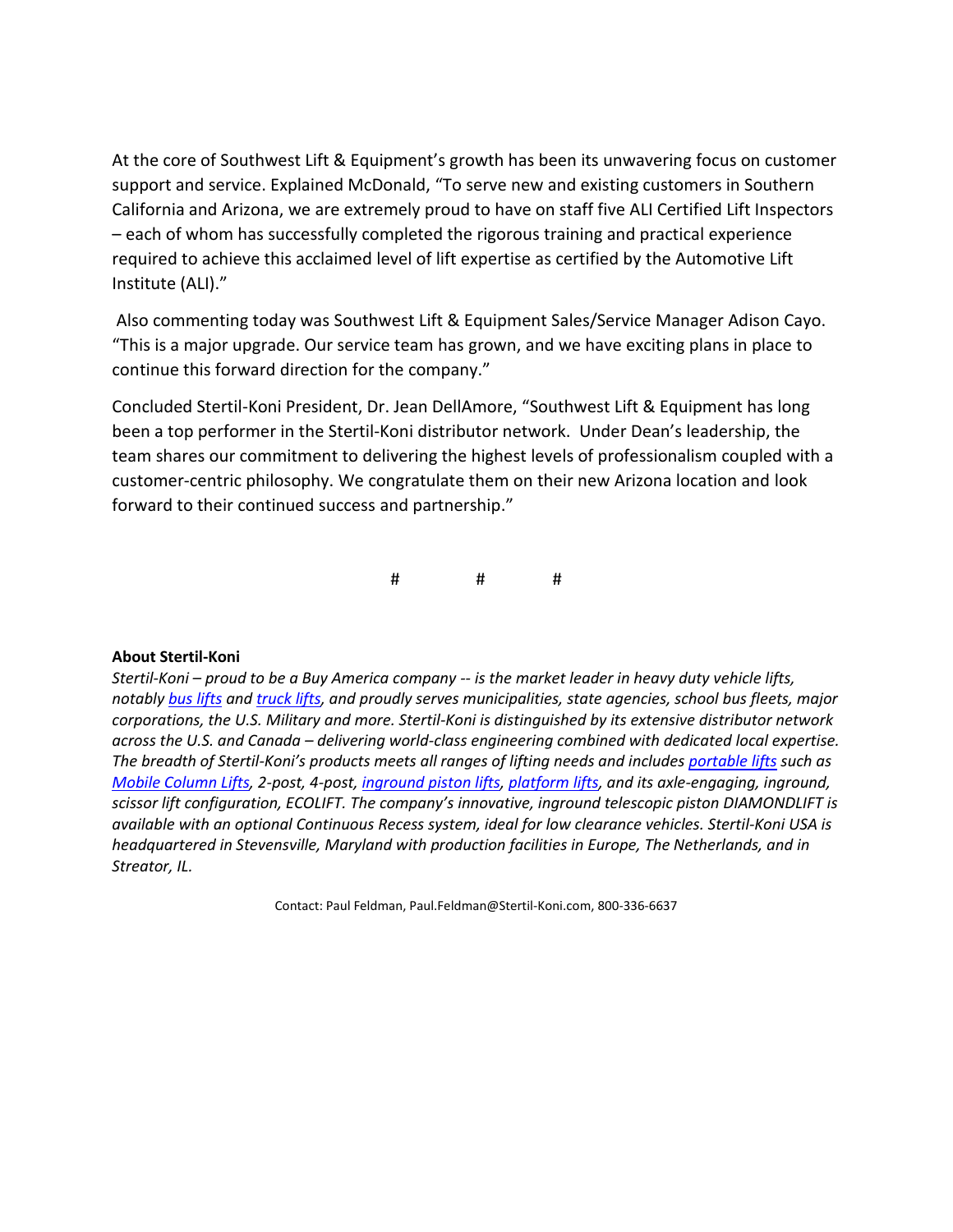At the core of Southwest Lift & Equipment's growth has been its unwavering focus on customer support and service. Explained McDonald, "To serve new and existing customers in Southern California and Arizona, we are extremely proud to have on staff five ALI Certified Lift Inspectors – each of whom has successfully completed the rigorous training and practical experience required to achieve this acclaimed level of lift expertise as certified by the Automotive Lift Institute (ALI)."

Also commenting today was Southwest Lift & Equipment Sales/Service Manager Adison Cayo. "This is a major upgrade. Our service team has grown, and we have exciting plans in place to continue this forward direction for the company."

Concluded Stertil-Koni President, Dr. Jean DellAmore, "Southwest Lift & Equipment has long been a top performer in the Stertil-Koni distributor network. Under Dean's leadership, the team shares our commitment to delivering the highest levels of professionalism coupled with a customer-centric philosophy. We congratulate them on their new Arizona location and look forward to their continued success and partnership."

# # #

**About Stertil-Koni**

*Stertil-Koni – proud to be a Buy America company -- is the market leader in heavy duty vehicle lifts, notably bus lifts and truck lifts, and proudly serves municipalities, state agencies, school bus fleets, major corporations, the U.S. Military and more. Stertil-Koni is distinguished by its extensive distributor network across the U.S. and Canada – delivering world-class engineering combined with dedicated local expertise. The breadth of Stertil-Koni's products meets all ranges of lifting needs and includes portable lifts such as Mobile Column Lifts, 2-post, 4-post, inground piston lifts, platform lifts, and its axle-engaging, inground, scissor lift configuration, ECOLIFT. The company's innovative, inground telescopic piston DIAMONDLIFT is available with an optional Continuous Recess system, ideal for low clearance vehicles. Stertil-Koni USA is headquartered in Stevensville, Maryland with production facilities in Europe, The Netherlands, and in Streator, IL.*

Contact: Paul Feldman, Paul.Feldman@Stertil-Koni.com, 800-336-6637